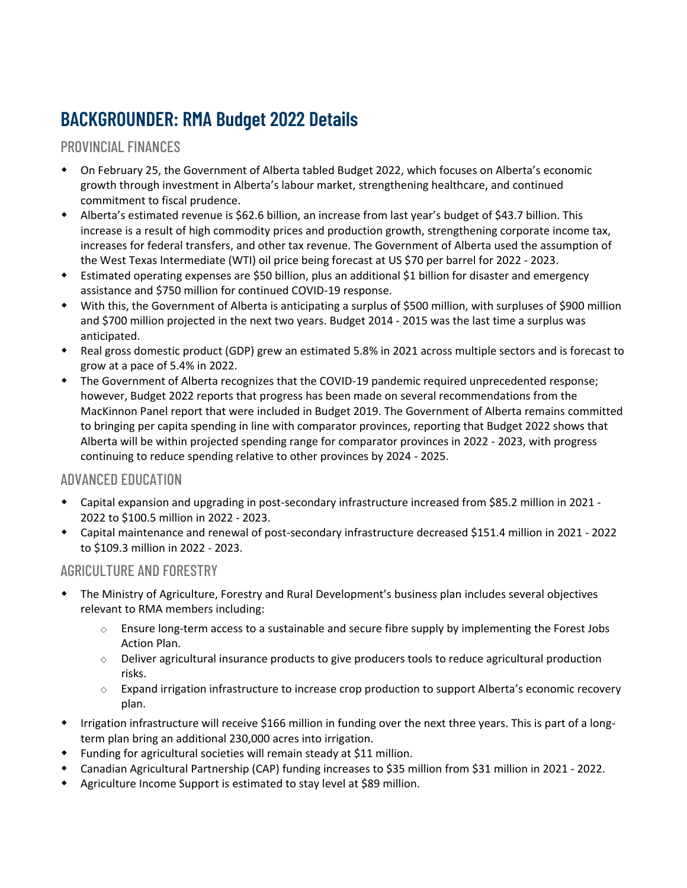# BACKGROUNDER: RMA Budget 2022 Details

## PROVINCIAL FINANCES

- On February 25, the Government of Alberta tabled Budget 2022, which focuses on Alberta's economic growth through investment in Alberta's labour market, strengthening healthcare, and continued commitment to fiscal prudence.
- Alberta's estimated revenue is $62.6 billion, an increase from last year's budget of $43.7 billion. This increase is a result of high commodity prices and production growth, strengthening corporate income tax, increases for federal transfers, and other tax revenue. The Government of Alberta used the assumption of the West Texas Intermediate (WTI) oil price being forecast at US $70 per barrel for 2022 - 2023.
- Estimated operating expenses are $50 billion, plus an additional $1 billion for disaster and emergency assistance and $750 million for continued COVID-19 response.
- With this, the Government of Alberta is anticipating a surplus of $500 million, with surpluses of $900 million and $700 million projected in the next two years. Budget 2014 - 2015 was the last time a surplus was anticipated.
- Real gross domestic product (GDP) grew an estimated 5.8% in 2021 across multiple sectors and is forecast to grow at a pace of 5.4% in 2022.
- The Government of Alberta recognizes that the COVID-19 pandemic required unprecedented response; however, Budget 2022 reports that progress has been made on several recommendations from the MacKinnon Panel report that were included in Budget 2019. The Government of Alberta remains committed to bringing per capita spending in line with comparator provinces, reporting that Budget 2022 shows that Alberta will be within projected spending range for comparator provinces in 2022 - 2023, with progress continuing to reduce spending relative to other provinces by 2024 - 2025.

## ADVANCED EDUCATION

- Capital expansion and upgrading in post-secondary infrastructure increased from $85.2 million in 2021 - 2022 to $100.5 million in 2022 - 2023.
- Capital maintenance and renewal of post-secondary infrastructure decreased $151.4 million in 2021 - 2022 to $109.3 million in 2022 - 2023.

## AGRICULTURE AND FORESTRY

- The Ministry of Agriculture, Forestry and Rural Development's business plan includes several objectives relevant to RMA members including:
  - Ensure long-term access to a sustainable and secure fibre supply by implementing the Forest Jobs Action Plan.
  - Deliver agricultural insurance products to give producers tools to reduce agricultural production risks.
  - Expand irrigation infrastructure to increase crop production to support Alberta's economic recovery plan.
- Irrigation infrastructure will receive $166 million in funding over the next three years. This is part of a long-term plan bring an additional 230,000 acres into irrigation.
- Funding for agricultural societies will remain steady at $11 million.
- Canadian Agricultural Partnership (CAP) funding increases to $35 million from $31 million in 2021 - 2022.
- Agriculture Income Support is estimated to stay level at $89 million.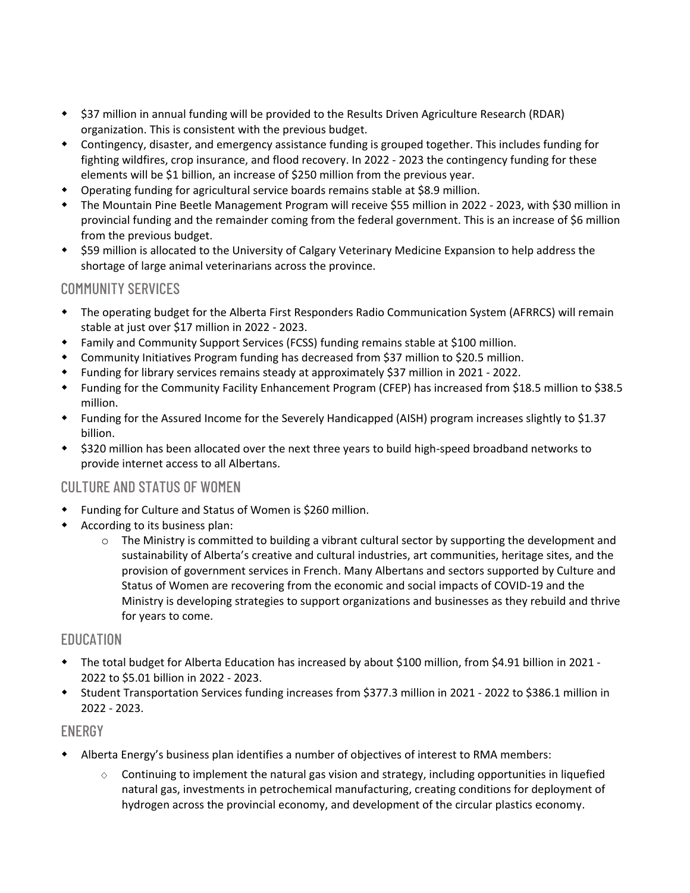- $37 million in annual funding will be provided to the Results Driven Agriculture Research (RDAR) organization. This is consistent with the previous budget.
- Contingency, disaster, and emergency assistance funding is grouped together. This includes funding for fighting wildfires, crop insurance, and flood recovery. In 2022 - 2023 the contingency funding for these elements will be $1 billion, an increase of $250 million from the previous year.
- Operating funding for agricultural service boards remains stable at $8.9 million.
- The Mountain Pine Beetle Management Program will receive $55 million in 2022 - 2023, with $30 million in provincial funding and the remainder coming from the federal government. This is an increase of $6 million from the previous budget.
- $59 million is allocated to the University of Calgary Veterinary Medicine Expansion to help address the shortage of large animal veterinarians across the province.

## COMMUNITY SERVICES

- The operating budget for the Alberta First Responders Radio Communication System (AFRRCS) will remain stable at just over $17 million in 2022 - 2023.
- Family and Community Support Services (FCSS) funding remains stable at $100 million.
- Community Initiatives Program funding has decreased from $37 million to $20.5 million.
- Funding for library services remains steady at approximately $37 million in 2021 - 2022.
- Funding for the Community Facility Enhancement Program (CFEP) has increased from $18.5 million to $38.5 million.
- Funding for the Assured Income for the Severely Handicapped (AISH) program increases slightly to $1.37 billion.
- $320 million has been allocated over the next three years to build high-speed broadband networks to provide internet access to all Albertans.

## CULTURE AND STATUS OF WOMEN

- Funding for Culture and Status of Women is $260 million.
- According to its business plan:
  - The Ministry is committed to building a vibrant cultural sector by supporting the development and sustainability of Alberta's creative and cultural industries, art communities, heritage sites, and the provision of government services in French. Many Albertans and sectors supported by Culture and Status of Women are recovering from the economic and social impacts of COVID-19 and the Ministry is developing strategies to support organizations and businesses as they rebuild and thrive for years to come.

## EDUCATION

- The total budget for Alberta Education has increased by about $100 million, from $4.91 billion in 2021 - 2022 to $5.01 billion in 2022 - 2023.
- Student Transportation Services funding increases from $377.3 million in 2021 - 2022 to $386.1 million in 2022 - 2023.

## ENERGY

- Alberta Energy's business plan identifies a number of objectives of interest to RMA members:
  - Continuing to implement the natural gas vision and strategy, including opportunities in liquefied natural gas, investments in petrochemical manufacturing, creating conditions for deployment of hydrogen across the provincial economy, and development of the circular plastics economy.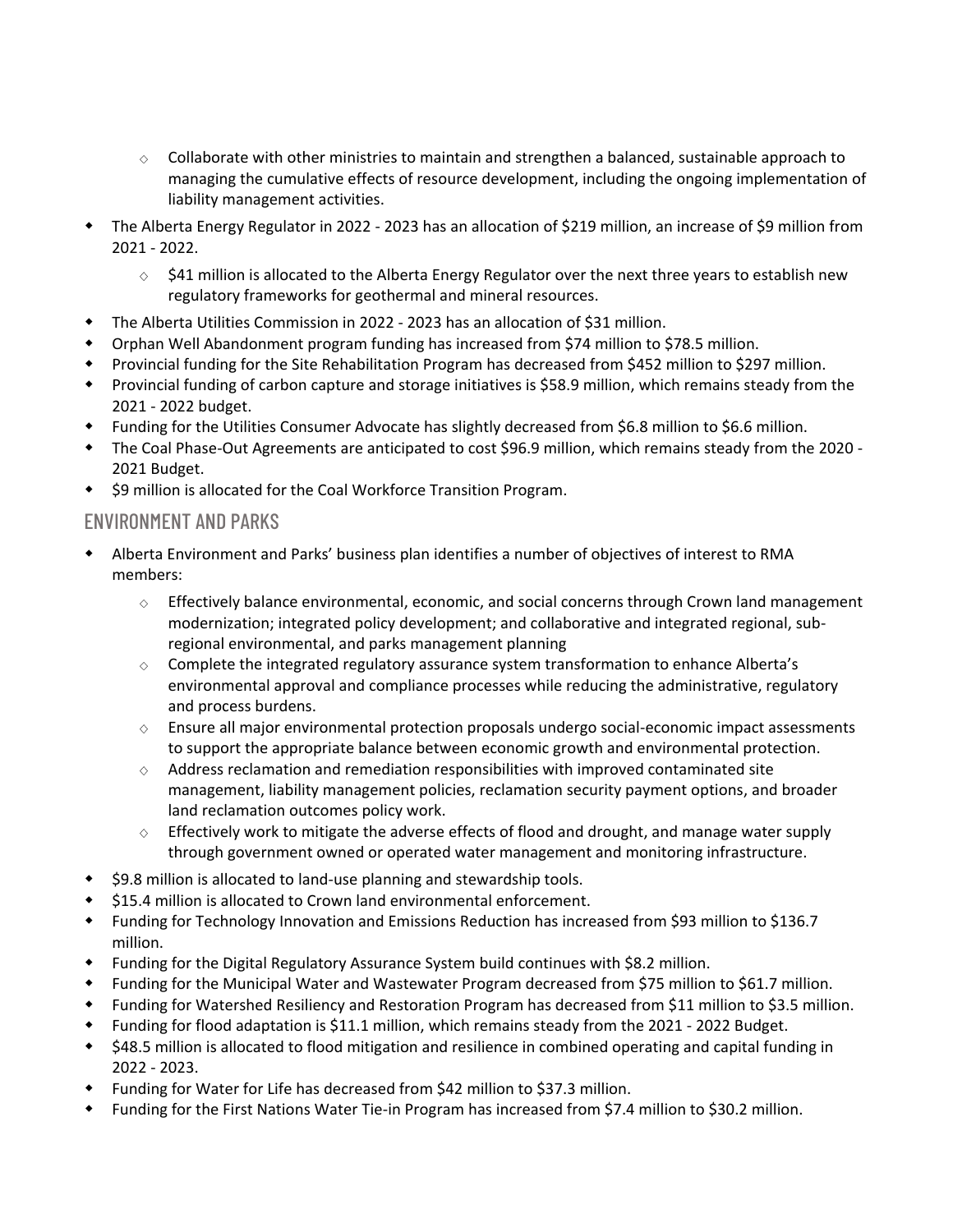- Collaborate with other ministries to maintain and strengthen a balanced, sustainable approach to managing the cumulative effects of resource development, including the ongoing implementation of liability management activities.
- The Alberta Energy Regulator in 2022 - 2023 has an allocation of $219 million, an increase of $9 million from 2021 - 2022.
    - $41 million is allocated to the Alberta Energy Regulator over the next three years to establish new regulatory frameworks for geothermal and mineral resources.
- The Alberta Utilities Commission in 2022 - 2023 has an allocation of $31 million.
- Orphan Well Abandonment program funding has increased from $74 million to $78.5 million.
- Provincial funding for the Site Rehabilitation Program has decreased from $452 million to $297 million.
- Provincial funding of carbon capture and storage initiatives is $58.9 million, which remains steady from the 2021 - 2022 budget.
- Funding for the Utilities Consumer Advocate has slightly decreased from $6.8 million to $6.6 million.
- The Coal Phase-Out Agreements are anticipated to cost $96.9 million, which remains steady from the 2020 - 2021 Budget.
- $9 million is allocated for the Coal Workforce Transition Program.

## ENVIRONMENT AND PARKS

- Alberta Environment and Parks' business plan identifies a number of objectives of interest to RMA members:
    - Effectively balance environmental, economic, and social concerns through Crown land management modernization; integrated policy development; and collaborative and integrated regional, sub-regional environmental, and parks management planning
    - Complete the integrated regulatory assurance system transformation to enhance Alberta's environmental approval and compliance processes while reducing the administrative, regulatory and process burdens.
    - Ensure all major environmental protection proposals undergo social-economic impact assessments to support the appropriate balance between economic growth and environmental protection.
    - Address reclamation and remediation responsibilities with improved contaminated site management, liability management policies, reclamation security payment options, and broader land reclamation outcomes policy work.
    - Effectively work to mitigate the adverse effects of flood and drought, and manage water supply through government owned or operated water management and monitoring infrastructure.
- $9.8 million is allocated to land-use planning and stewardship tools.
- $15.4 million is allocated to Crown land environmental enforcement.
- Funding for Technology Innovation and Emissions Reduction has increased from $93 million to $136.7 million.
- Funding for the Digital Regulatory Assurance System build continues with $8.2 million.
- Funding for the Municipal Water and Wastewater Program decreased from $75 million to $61.7 million.
- Funding for Watershed Resiliency and Restoration Program has decreased from $11 million to $3.5 million.
- Funding for flood adaptation is $11.1 million, which remains steady from the 2021 - 2022 Budget.
- $48.5 million is allocated to flood mitigation and resilience in combined operating and capital funding in 2022 - 2023.
- Funding for Water for Life has decreased from $42 million to $37.3 million.
- Funding for the First Nations Water Tie-in Program has increased from $7.4 million to $30.2 million.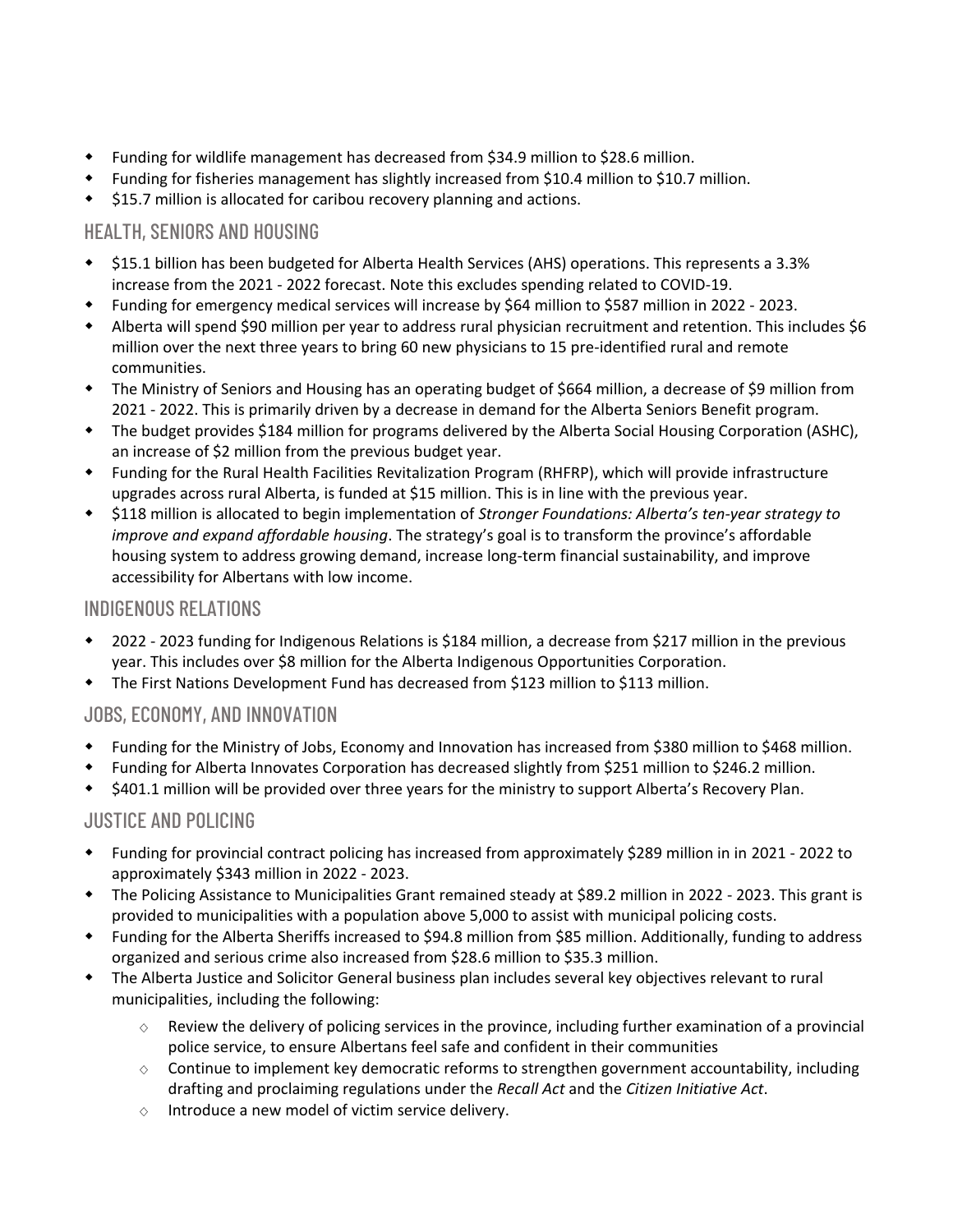- Funding for wildlife management has decreased from $34.9 million to $28.6 million.
- Funding for fisheries management has slightly increased from $10.4 million to $10.7 million.
- $15.7 million is allocated for caribou recovery planning and actions.

## HEALTH, SENIORS AND HOUSING

- $15.1 billion has been budgeted for Alberta Health Services (AHS) operations. This represents a 3.3% increase from the 2021 - 2022 forecast. Note this excludes spending related to COVID-19.
- Funding for emergency medical services will increase by $64 million to $587 million in 2022 - 2023.
- Alberta will spend $90 million per year to address rural physician recruitment and retention. This includes $6 million over the next three years to bring 60 new physicians to 15 pre-identified rural and remote communities.
- The Ministry of Seniors and Housing has an operating budget of $664 million, a decrease of $9 million from 2021 - 2022. This is primarily driven by a decrease in demand for the Alberta Seniors Benefit program.
- The budget provides $184 million for programs delivered by the Alberta Social Housing Corporation (ASHC), an increase of $2 million from the previous budget year.
- Funding for the Rural Health Facilities Revitalization Program (RHFRP), which will provide infrastructure upgrades across rural Alberta, is funded at $15 million. This is in line with the previous year.
- $118 million is allocated to begin implementation of *Stronger Foundations: Alberta's ten-year strategy to improve and expand affordable housing*. The strategy's goal is to transform the province's affordable housing system to address growing demand, increase long-term financial sustainability, and improve accessibility for Albertans with low income.

## INDIGENOUS RELATIONS

- 2022 - 2023 funding for Indigenous Relations is $184 million, a decrease from $217 million in the previous year. This includes over $8 million for the Alberta Indigenous Opportunities Corporation.
- The First Nations Development Fund has decreased from $123 million to $113 million.

## JOBS, ECONOMY, AND INNOVATION

- Funding for the Ministry of Jobs, Economy and Innovation has increased from $380 million to $468 million.
- Funding for Alberta Innovates Corporation has decreased slightly from $251 million to $246.2 million.
- $401.1 million will be provided over three years for the ministry to support Alberta's Recovery Plan.

## JUSTICE AND POLICING

- Funding for provincial contract policing has increased from approximately $289 million in in 2021 - 2022 to approximately $343 million in 2022 - 2023.
- The Policing Assistance to Municipalities Grant remained steady at $89.2 million in 2022 - 2023. This grant is provided to municipalities with a population above 5,000 to assist with municipal policing costs.
- Funding for the Alberta Sheriffs increased to $94.8 million from $85 million. Additionally, funding to address organized and serious crime also increased from $28.6 million to $35.3 million.
- The Alberta Justice and Solicitor General business plan includes several key objectives relevant to rural municipalities, including the following:
  - Review the delivery of policing services in the province, including further examination of a provincial police service, to ensure Albertans feel safe and confident in their communities
  - Continue to implement key democratic reforms to strengthen government accountability, including drafting and proclaiming regulations under the *Recall Act* and the *Citizen Initiative Act*.
  - Introduce a new model of victim service delivery.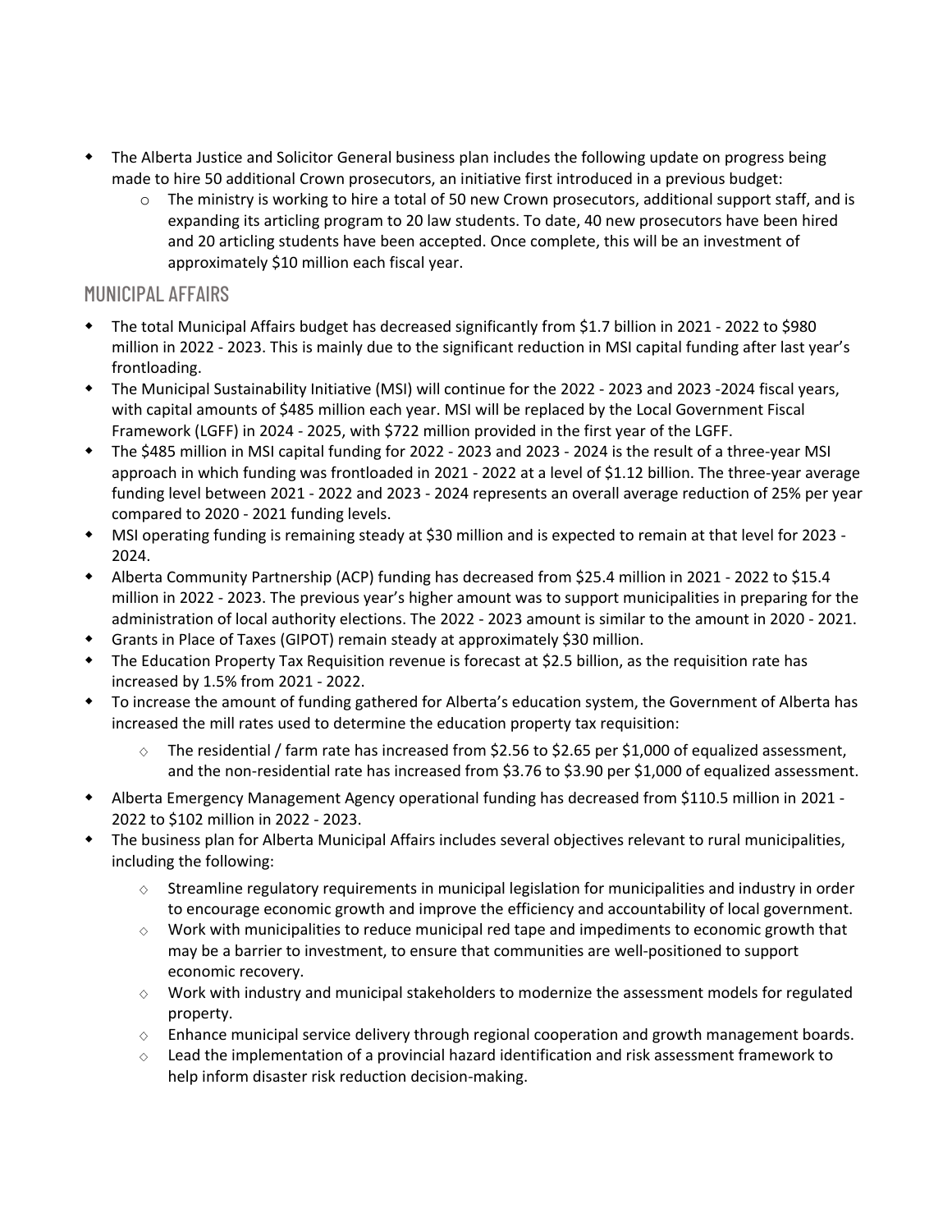- The Alberta Justice and Solicitor General business plan includes the following update on progress being made to hire 50 additional Crown prosecutors, an initiative first introduced in a previous budget:
  - The ministry is working to hire a total of 50 new Crown prosecutors, additional support staff, and is expanding its articling program to 20 law students. To date, 40 new prosecutors have been hired and 20 articling students have been accepted. Once complete, this will be an investment of approximately $10 million each fiscal year.

## MUNICIPAL AFFAIRS

- The total Municipal Affairs budget has decreased significantly from $1.7 billion in 2021 - 2022 to $980 million in 2022 - 2023. This is mainly due to the significant reduction in MSI capital funding after last year's frontloading.
- The Municipal Sustainability Initiative (MSI) will continue for the 2022 - 2023 and 2023 -2024 fiscal years, with capital amounts of $485 million each year. MSI will be replaced by the Local Government Fiscal Framework (LGFF) in 2024 - 2025, with $722 million provided in the first year of the LGFF.
- The $485 million in MSI capital funding for 2022 - 2023 and 2023 - 2024 is the result of a three-year MSI approach in which funding was frontloaded in 2021 - 2022 at a level of $1.12 billion. The three-year average funding level between 2021 - 2022 and 2023 - 2024 represents an overall average reduction of 25% per year compared to 2020 - 2021 funding levels.
- MSI operating funding is remaining steady at $30 million and is expected to remain at that level for 2023 - 2024.
- Alberta Community Partnership (ACP) funding has decreased from $25.4 million in 2021 - 2022 to $15.4 million in 2022 - 2023. The previous year's higher amount was to support municipalities in preparing for the administration of local authority elections. The 2022 - 2023 amount is similar to the amount in 2020 - 2021.
- Grants in Place of Taxes (GIPOT) remain steady at approximately $30 million.
- The Education Property Tax Requisition revenue is forecast at $2.5 billion, as the requisition rate has increased by 1.5% from 2021 - 2022.
- To increase the amount of funding gathered for Alberta's education system, the Government of Alberta has increased the mill rates used to determine the education property tax requisition:
  - The residential / farm rate has increased from $2.56 to $2.65 per $1,000 of equalized assessment, and the non-residential rate has increased from $3.76 to $3.90 per $1,000 of equalized assessment.
- Alberta Emergency Management Agency operational funding has decreased from $110.5 million in 2021 - 2022 to $102 million in 2022 - 2023.
- The business plan for Alberta Municipal Affairs includes several objectives relevant to rural municipalities, including the following:
  - Streamline regulatory requirements in municipal legislation for municipalities and industry in order to encourage economic growth and improve the efficiency and accountability of local government.
  - Work with municipalities to reduce municipal red tape and impediments to economic growth that may be a barrier to investment, to ensure that communities are well-positioned to support economic recovery.
  - Work with industry and municipal stakeholders to modernize the assessment models for regulated property.
  - Enhance municipal service delivery through regional cooperation and growth management boards.
  - Lead the implementation of a provincial hazard identification and risk assessment framework to help inform disaster risk reduction decision-making.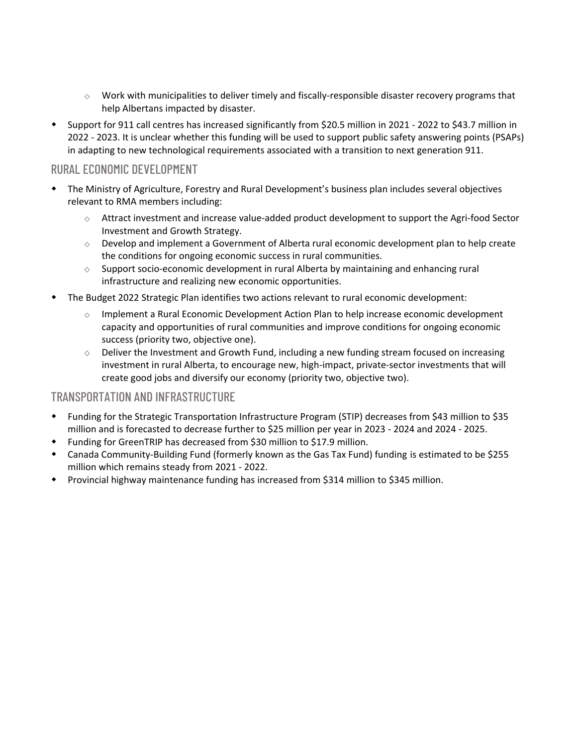- Work with municipalities to deliver timely and fiscally-responsible disaster recovery programs that help Albertans impacted by disaster.

- Support for 911 call centres has increased significantly from $20.5 million in 2021 - 2022 to $43.7 million in 2022 - 2023. It is unclear whether this funding will be used to support public safety answering points (PSAPs) in adapting to new technological requirements associated with a transition to next generation 911.

## RURAL ECONOMIC DEVELOPMENT

- The Ministry of Agriculture, Forestry and Rural Development's business plan includes several objectives relevant to RMA members including:
  - Attract investment and increase value-added product development to support the Agri-food Sector Investment and Growth Strategy.
  - Develop and implement a Government of Alberta rural economic development plan to help create the conditions for ongoing economic success in rural communities.
  - Support socio-economic development in rural Alberta by maintaining and enhancing rural infrastructure and realizing new economic opportunities.
- The Budget 2022 Strategic Plan identifies two actions relevant to rural economic development:
  - Implement a Rural Economic Development Action Plan to help increase economic development capacity and opportunities of rural communities and improve conditions for ongoing economic success (priority two, objective one).
  - Deliver the Investment and Growth Fund, including a new funding stream focused on increasing investment in rural Alberta, to encourage new, high-impact, private-sector investments that will create good jobs and diversify our economy (priority two, objective two).

## TRANSPORTATION AND INFRASTRUCTURE

- Funding for the Strategic Transportation Infrastructure Program (STIP) decreases from $43 million to $35 million and is forecasted to decrease further to $25 million per year in 2023 - 2024 and 2024 - 2025.
- Funding for GreenTRIP has decreased from $30 million to $17.9 million.
- Canada Community-Building Fund (formerly known as the Gas Tax Fund) funding is estimated to be $255 million which remains steady from 2021 - 2022.
- Provincial highway maintenance funding has increased from $314 million to $345 million.